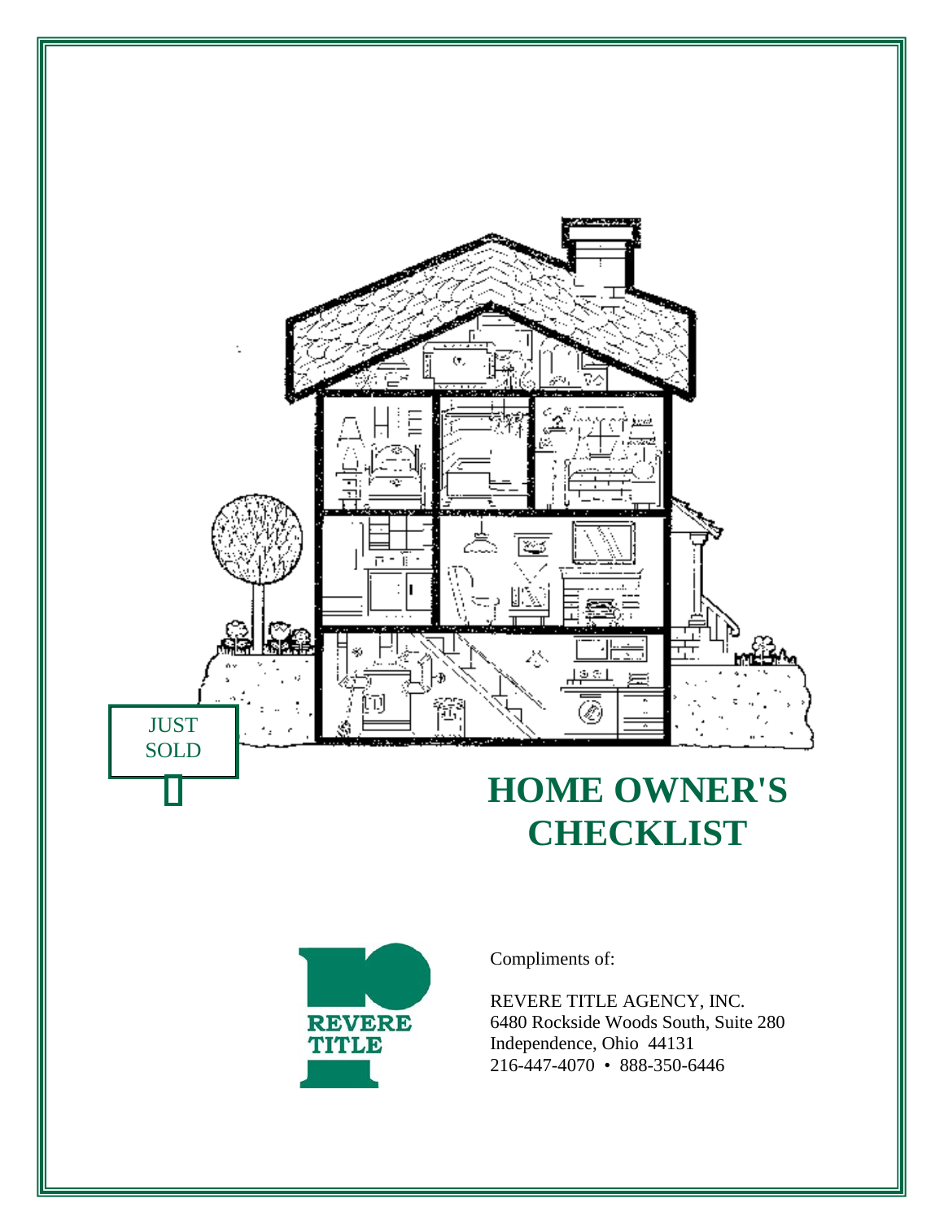JUST SOLD

# HOME OWNER'S CHECKLIST

REVERE TITLE

Compliments of:

REVERE TITLE AGENCY, INC.
6480 Rockside Woods South, Suite 280
Independence, Ohio 44131
216-447-4070 • 888-350-6446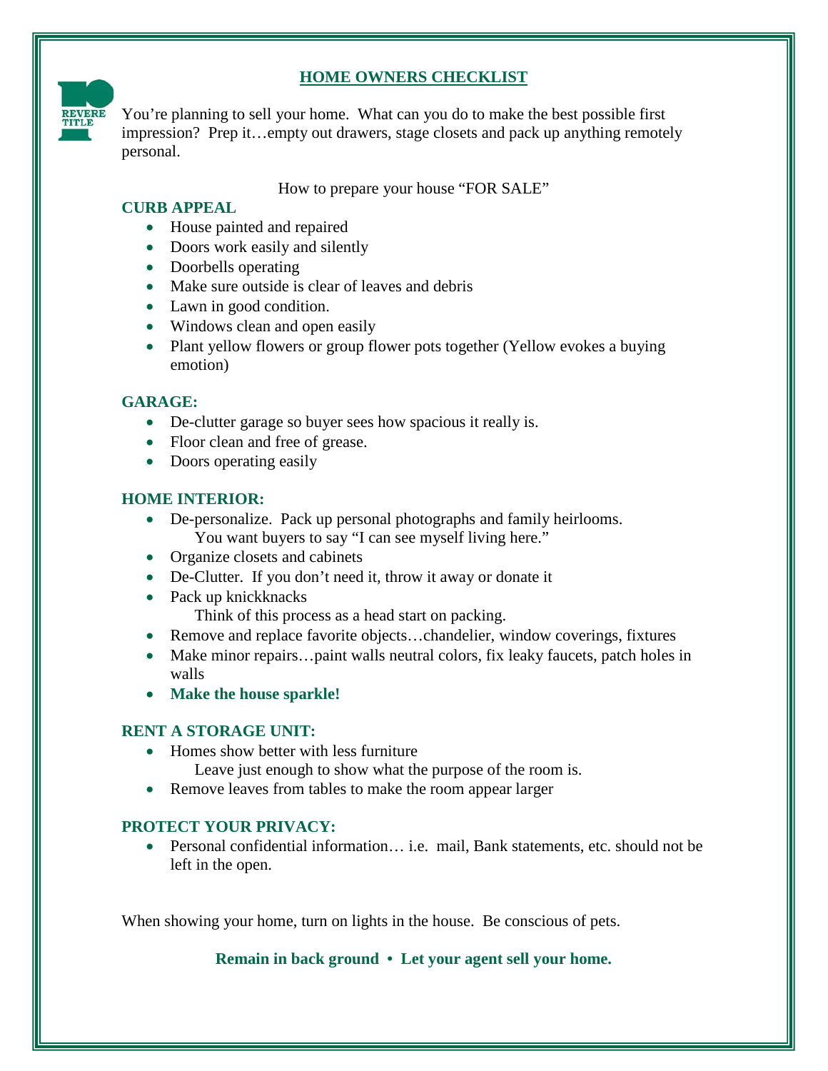# HOME OWNERS CHECKLIST

REVERE TITLE

You're planning to sell your home. What can you do to make the best possible first impression? Prep it…empty out drawers, stage closets and pack up anything remotely personal.

How to prepare your house "FOR SALE"

## CURB APPEAL

- House painted and repaired
- Doors work easily and silently
- Doorbells operating
- Make sure outside is clear of leaves and debris
- Lawn in good condition.
- Windows clean and open easily
- Plant yellow flowers or group flower pots together (Yellow evokes a buying emotion)

## GARAGE:

- De-clutter garage so buyer sees how spacious it really is.
- Floor clean and free of grease.
- Doors operating easily

## HOME INTERIOR:

- De-personalize. Pack up personal photographs and family heirlooms.
  You want buyers to say "I can see myself living here."
- Organize closets and cabinets
- De-Clutter. If you don't need it, throw it away or donate it
- Pack up knickknacks
  Think of this process as a head start on packing.
- Remove and replace favorite objects…chandelier, window coverings, fixtures
- Make minor repairs…paint walls neutral colors, fix leaky faucets, patch holes in walls
- **Make the house sparkle!**

## RENT A STORAGE UNIT:

- Homes show better with less furniture
  Leave just enough to show what the purpose of the room is.
- Remove leaves from tables to make the room appear larger

## PROTECT YOUR PRIVACY:

- Personal confidential information… i.e. mail, Bank statements, etc. should not be left in the open.

When showing your home, turn on lights in the house. Be conscious of pets.

**Remain in back ground • Let your agent sell your home.**